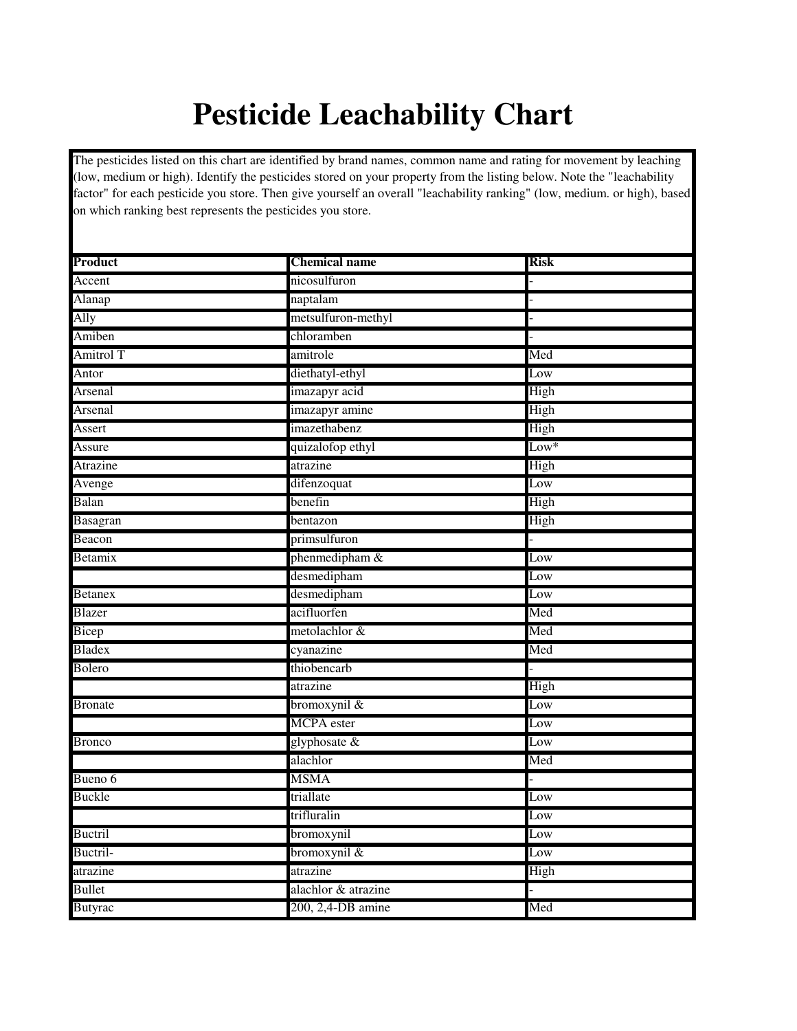# Pesticide Leachability Chart

The pesticides listed on this chart are identified by brand names, common name and rating for movement by leaching (low, medium or high). Identify the pesticides stored on your property from the listing below. Note the "leachability factor" for each pesticide you store. Then give yourself an overall "leachability ranking" (low, medium. or high), based on which ranking best represents the pesticides you store.

| Product | Chemical name | Risk |
|---|---|---|
| Accent | nicosulfuron | - |
| Alanap | naptalam | - |
| Ally | metsulfuron-methyl | - |
| Amiben | chloramben | - |
| Amitrol T | amitrole | Med |
| Antor | diethatyl-ethyl | Low |
| Arsenal | imazapyr acid | High |
| Arsenal | imazapyr amine | High |
| Assert | imazethabenz | High |
| Assure | quizalofop ethyl | Low* |
| Atrazine | atrazine | High |
| Avenge | difenzoquat | Low |
| Balan | benefin | High |
| Basagran | bentazon | High |
| Beacon | primsulfuron | - |
| Betamix | phenmedipham & | Low |
| | desmedipham | Low |
| Betanex | desmedipham | Low |
| Blazer | acifluorfen | Med |
| Bicep | metolachlor & | Med |
| Bladex | cyanazine | Med |
| Bolero | thiobencarb | - |
| | atrazine | High |
| Bronate | bromoxynil & | Low |
| | MCPA ester | Low |
| Bronco | glyphosate & | Low |
| | alachlor | Med |
| Bueno 6 | MSMA | - |
| Buckle | triallate | Low |
| | trifluralin | Low |
| Buctril | bromoxynil | Low |
| Buctril- | bromoxynil & | Low |
| atrazine | atrazine | High |
| Bullet | alachlor & atrazine | - |
| Butyrac | 200, 2,4-DB amine | Med |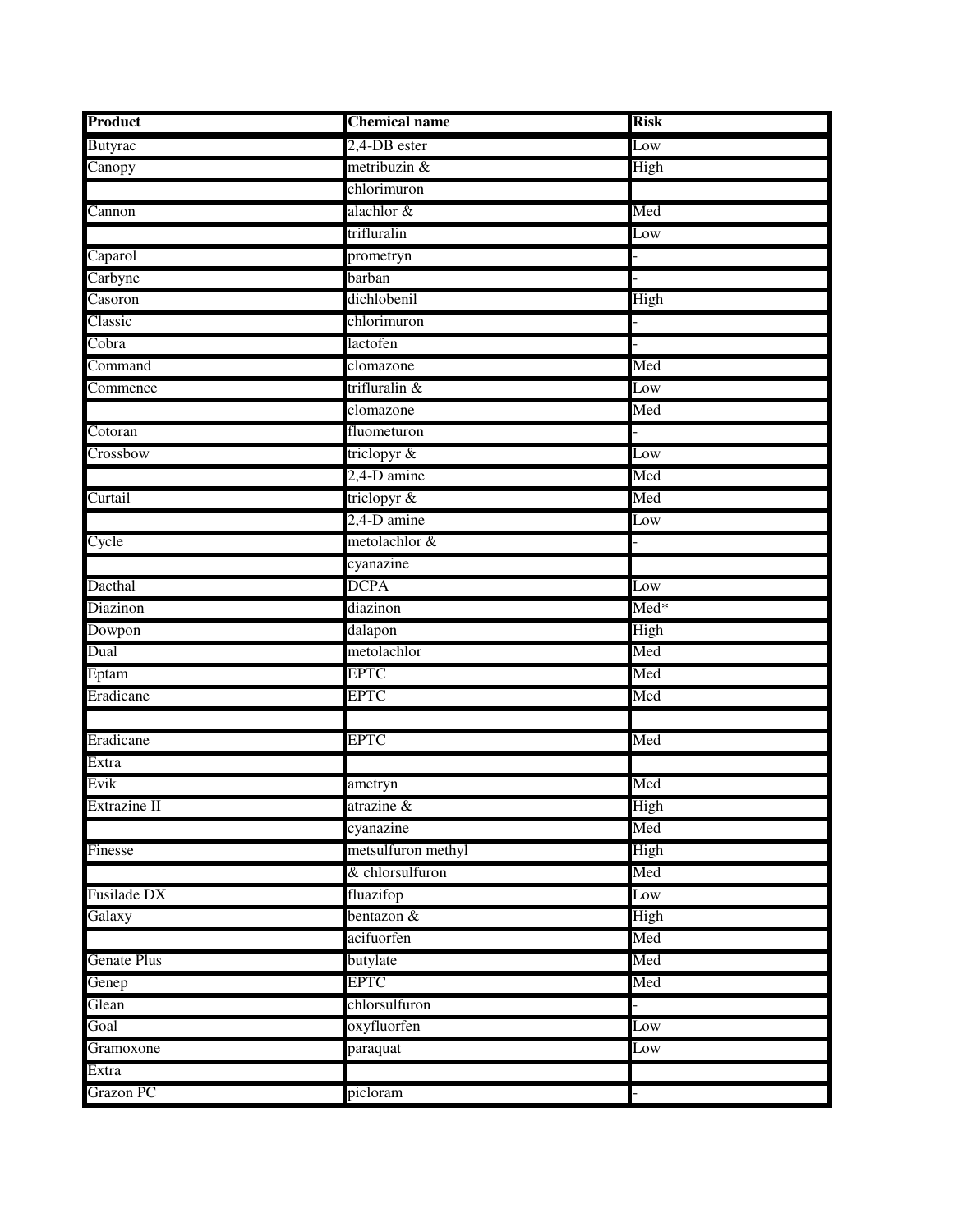| Product | Chemical name | Risk |
|---|---|---|
| Butyrac | 2,4-DB ester | Low |
| Canopy | metribuzin & | High |
| | chlorimuron | |
| Cannon | alachlor & | Med |
| | trifluralin | Low |
| Caparol | prometryn | - |
| Carbyne | barban | - |
| Casoron | dichlobenil | High |
| Classic | chlorimuron | - |
| Cobra | lactofen | - |
| Command | clomazone | Med |
| Commence | trifluralin & | Low |
| | clomazone | Med |
| Cotoran | fluometuron | - |
| Crossbow | triclopyr & | Low |
| | 2,4-D amine | Med |
| Curtail | triclopyr & | Med |
| | 2,4-D amine | Low |
| Cycle | metolachlor & | - |
| | cyanazine | |
| Dacthal | DCPA | Low |
| Diazinon | diazinon | Med* |
| Dowpon | dalapon | High |
| Dual | metolachlor | Med |
| Eptam | EPTC | Med |
| Eradicane | EPTC | Med |
| | | |
| Eradicane | EPTC | Med |
| Extra | | |
| Evik | ametryn | Med |
| Extrazine II | atrazine & | High |
| | cyanazine | Med |
| Finesse | metsulfuron methyl | High |
| | & chlorsulfuron | Med |
| Fusilade DX | fluazifop | Low |
| Galaxy | bentazon & | High |
| | acifuorfen | Med |
| Genate Plus | butylate | Med |
| Genep | EPTC | Med |
| Glean | chlorsulfuron | - |
| Goal | oxyfluorfen | Low |
| Gramoxone | paraquat | Low |
| Extra | | |
| Grazon PC | picloram | - |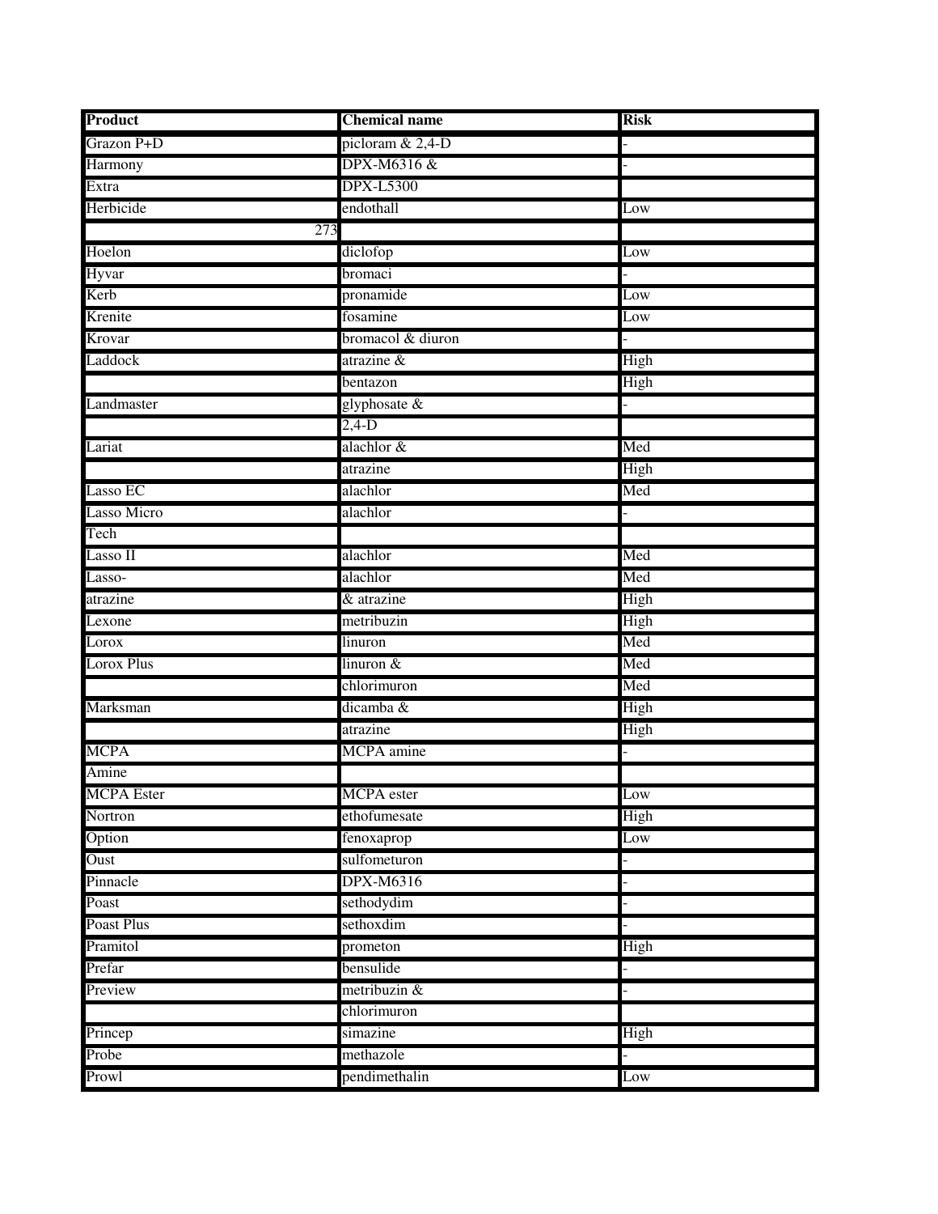| Product | Chemical name | Risk |
| --- | --- | --- |
| Grazon P+D | picloram & 2,4-D | - |
| Harmony | DPX-M6316 & | - |
| Extra | DPX-L5300 | |
| Herbicide | endothall | Low |
| 273 | | |
| Hoelon | diclofop | Low |
| Hyvar | bromaci | - |
| Kerb | pronamide | Low |
| Krenite | fosamine | Low |
| Krovar | bromacol & diuron | - |
| Laddock | atrazine & | High |
| | bentazon | High |
| Landmaster | glyphosate & | - |
| | 2,4-D | |
| Lariat | alachlor & | Med |
| | atrazine | High |
| Lasso EC | alachlor | Med |
| Lasso Micro | alachlor | - |
| Tech | | |
| Lasso II | alachlor | Med |
| Lasso- | alachlor | Med |
| atrazine | & atrazine | High |
| Lexone | metribuzin | High |
| Lorox | linuron | Med |
| Lorox Plus | linuron & | Med |
| | chlorimuron | Med |
| Marksman | dicamba & | High |
| | atrazine | High |
| MCPA | MCPA amine | - |
| Amine | | |
| MCPA Ester | MCPA ester | Low |
| Nortron | ethofumesate | High |
| Option | fenoxaprop | Low |
| Oust | sulfometuron | - |
| Pinnacle | DPX-M6316 | - |
| Poast | sethodydim | - |
| Poast Plus | sethoxdim | - |
| Pramitol | prometon | High |
| Prefar | bensulide | - |
| Preview | metribuzin & | - |
| | chlorimuron | |
| Princep | simazine | High |
| Probe | methazole | - |
| Prowl | pendimethalin | Low |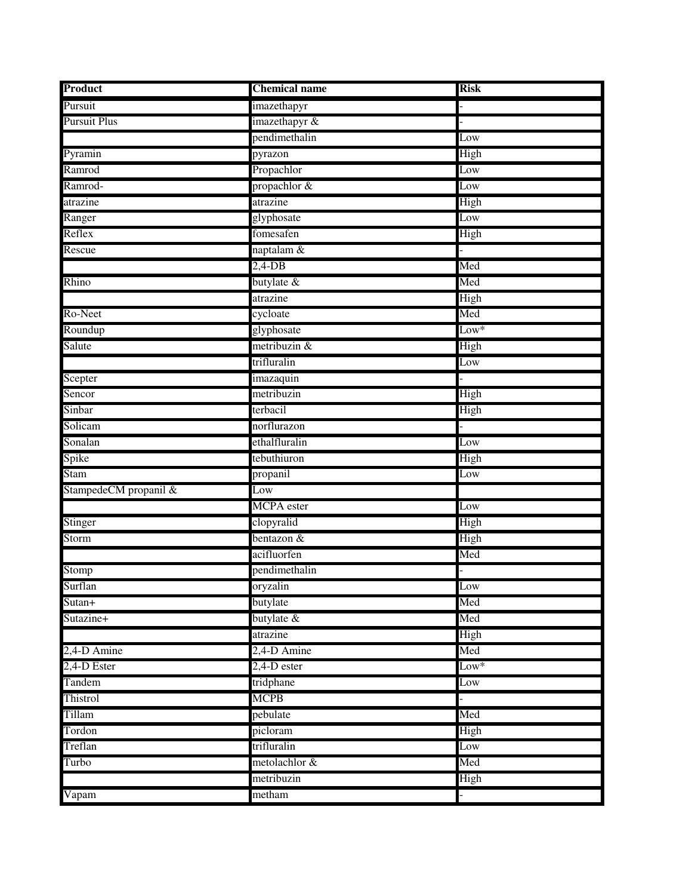| Product | Chemical name | Risk |
| --- | --- | --- |
| Pursuit | imazethapyr | - |
| Pursuit Plus | imazethapyr & | - |
| | pendimethalin | Low |
| Pyramin | pyrazon | High |
| Ramrod | Propachlor | Low |
| Ramrod- | propachlor & | Low |
| atrazine | atrazine | High |
| Ranger | glyphosate | Low |
| Reflex | fomesafen | High |
| Rescue | naptalam & | - |
| | 2,4-DB | Med |
| Rhino | butylate & | Med |
| | atrazine | High |
| Ro-Neet | cycloate | Med |
| Roundup | glyphosate | Low* |
| Salute | metribuzin & | High |
| | trifluralin | Low |
| Scepter | imazaquin | - |
| Sencor | metribuzin | High |
| Sinbar | terbacil | High |
| Solicam | norflurazon | - |
| Sonalan | ethalfluralin | Low |
| Spike | tebuthiuron | High |
| Stam | propanil | Low |
| StampedeCM propanil & | Low | |
| | MCPA ester | Low |
| Stinger | clopyralid | High |
| Storm | bentazon & | High |
| | acifluorfen | Med |
| Stomp | pendimethalin | - |
| Surflan | oryzalin | Low |
| Sutan+ | butylate | Med |
| Sutazine+ | butylate & | Med |
| | atrazine | High |
| 2,4-D Amine | 2,4-D Amine | Med |
| 2,4-D Ester | 2,4-D ester | Low* |
| Tandem | tridphane | Low |
| Thistrol | MCPB | - |
| Tillam | pebulate | Med |
| Tordon | picloram | High |
| Treflan | trifluralin | Low |
| Turbo | metolachlor & | Med |
| | metribuzin | High |
| Vapam | metham | - |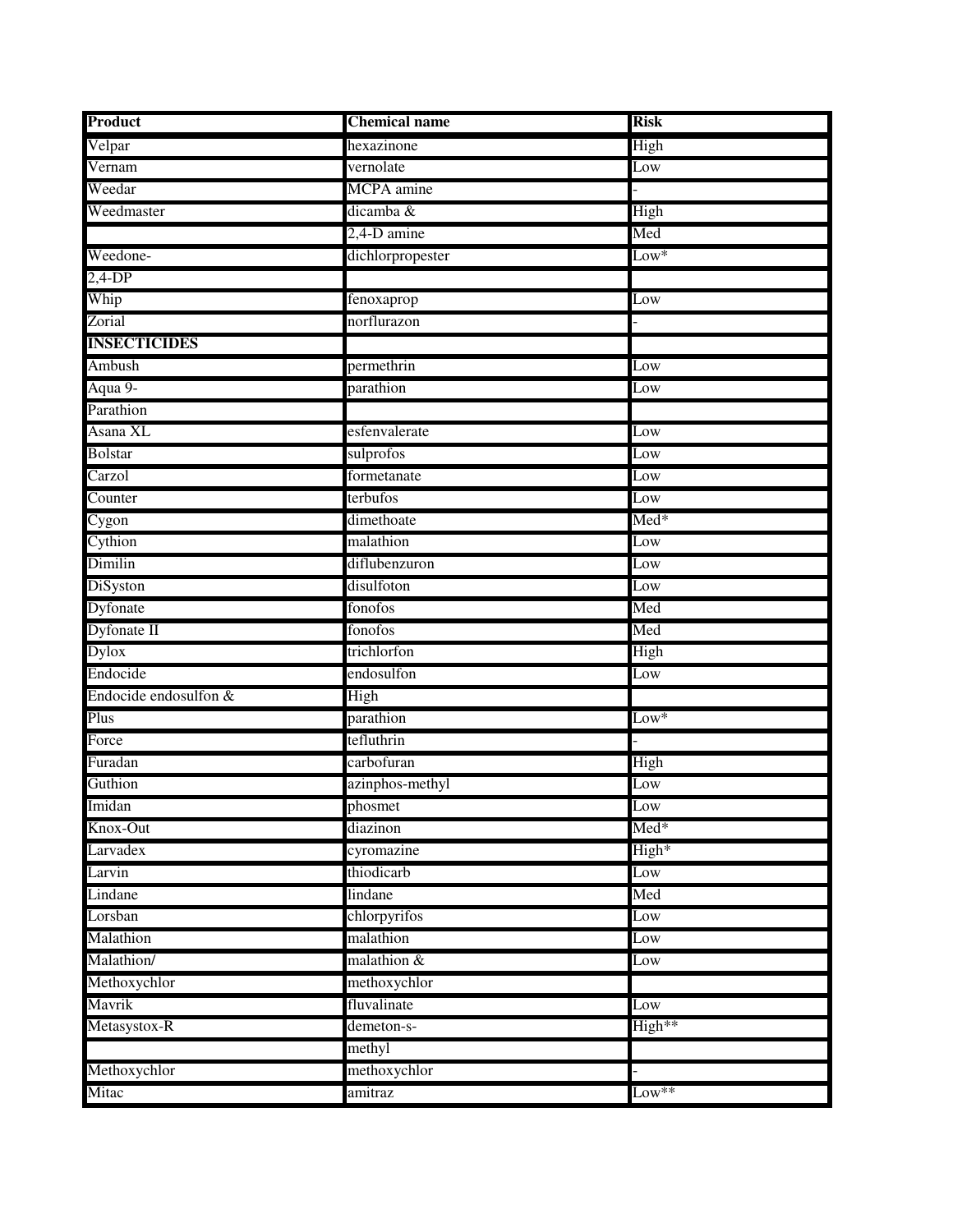| Product | Chemical name | Risk |
|---|---|---|
| Velpar | hexazinone | High |
| Vernam | vernolate | Low |
| Weedar | MCPA amine | - |
| Weedmaster | dicamba & | High |
| | 2,4-D amine | Med |
| Weedone- | dichlorpropester | Low* |
| 2,4-DP | | |
| Whip | fenoxaprop | Low |
| Zorial | norflurazon | - |
| **INSECTICIDES** | | |
| Ambush | permethrin | Low |
| Aqua 9- | parathion | Low |
| Parathion | | |
| Asana XL | esfenvalerate | Low |
| Bolstar | sulprofos | Low |
| Carzol | formetanate | Low |
| Counter | terbufos | Low |
| Cygon | dimethoate | Med* |
| Cythion | malathion | Low |
| Dimilin | diflubenzuron | Low |
| DiSyston | disulfoton | Low |
| Dyfonate | fonofos | Med |
| Dyfonate II | fonofos | Med |
| Dylox | trichlorfon | High |
| Endocide | endosulfon | Low |
| Endocide endosulfon & | High | |
| Plus | parathion | Low* |
| Force | tefluthrin | - |
| Furadan | carbofuran | High |
| Guthion | azinphos-methyl | Low |
| Imidan | phosmet | Low |
| Knox-Out | diazinon | Med* |
| Larvadex | cyromazine | High* |
| Larvin | thiodicarb | Low |
| Lindane | lindane | Med |
| Lorsban | chlorpyrifos | Low |
| Malathion | malathion | Low |
| Malathion/ | malathion & | Low |
| Methoxychlor | methoxychlor | |
| Mavrik | fluvalinate | Low |
| Metasystox-R | demeton-s- | High** |
| | methyl | |
| Methoxychlor | methoxychlor | - |
| Mitac | amitraz | Low** |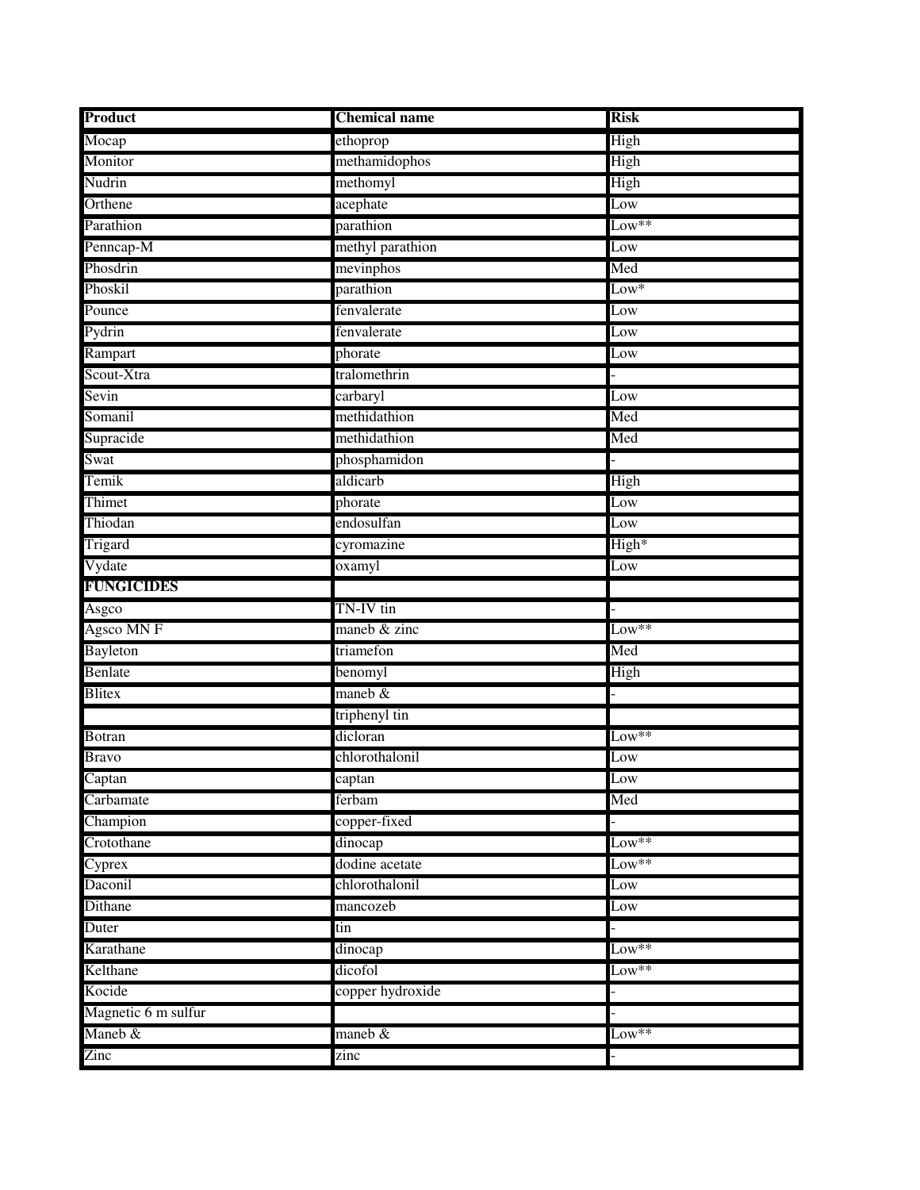| **Product** | **Chemical name** | **Risk** |
| --- | --- | --- |
| Mocap | ethoprop | High |
| Monitor | methamidophos | High |
| Nudrin | methomyl | High |
| Orthene | acephate | Low |
| Parathion | parathion | Low** |
| Penncap-M | methyl parathion | Low |
| Phosdrin | mevinphos | Med |
| Phoskil | parathion | Low* |
| Pounce | fenvalerate | Low |
| Pydrin | fenvalerate | Low |
| Rampart | phorate | Low |
| Scout-Xtra | tralomethrin | - |
| Sevin | carbaryl | Low |
| Somanil | methidathion | Med |
| Supracide | methidathion | Med |
| Swat | phosphamidon | - |
| Temik | aldicarb | High |
| Thimet | phorate | Low |
| Thiodan | endosulfan | Low |
| Trigard | cyromazine | High* |
| Vydate | oxamyl | Low |
| **FUNGICIDES** | | |
| Asgco | TN-IV tin | - |
| Agsco MN F | maneb & zinc | Low** |
| Bayleton | triamefon | Med |
| Benlate | benomyl | High |
| Blitex | maneb & | - |
| | triphenyl tin | |
| Botran | dicloran | Low** |
| Bravo | chlorothalonil | Low |
| Captan | captan | Low |
| Carbamate | ferbam | Med |
| Champion | copper-fixed | - |
| Crotothane | dinocap | Low** |
| Cyprex | dodine acetate | Low** |
| Daconil | chlorothalonil | Low |
| Dithane | mancozeb | Low |
| Duter | tin | - |
| Karathane | dinocap | Low** |
| Kelthane | dicofol | Low** |
| Kocide | copper hydroxide | - |
| Magnetic 6 m sulfur | | - |
| Maneb & | maneb & | Low** |
| Zinc | zinc | - |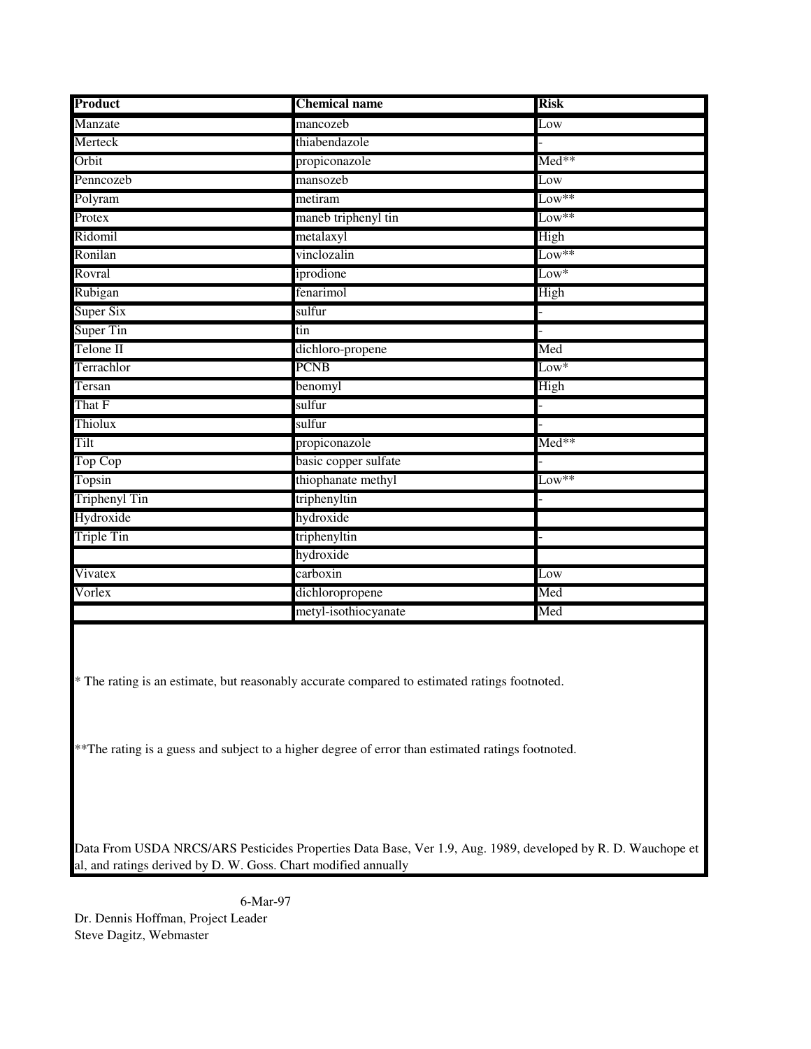| Product | Chemical name | Risk |
| --- | --- | --- |
| Manzate | mancozeb | Low |
| Merteck | thiabendazole | - |
| Orbit | propiconazole | Med** |
| Penncozeb | mansozeb | Low |
| Polyram | metiram | Low** |
| Protex | maneb triphenyl tin | Low** |
| Ridomil | metalaxyl | High |
| Ronilan | vinclozalin | Low** |
| Rovral | iprodione | Low* |
| Rubigan | fenarimol | High |
| Super Six | sulfur | - |
| Super Tin | tin | - |
| Telone II | dichloro-propene | Med |
| Terrachlor | PCNB | Low* |
| Tersan | benomyl | High |
| That F | sulfur | - |
| Thiolux | sulfur | - |
| Tilt | propiconazole | Med** |
| Top Cop | basic copper sulfate | - |
| Topsin | thiophanate methyl | Low** |
| Triphenyl Tin | triphenyltin | - |
| Hydroxide | hydroxide | |
| Triple Tin | triphenyltin | - |
| | hydroxide | |
| Vivatex | carboxin | Low |
| Vorlex | dichloropropene | Med |
| | metyl-isothiocyanate | Med |

* The rating is an estimate, but reasonably accurate compared to estimated ratings footnoted.

**The rating is a guess and subject to a higher degree of error than estimated ratings footnoted.

Data From USDA NRCS/ARS Pesticides Properties Data Base, Ver 1.9, Aug. 1989, developed by R. D. Wauchope et al, and ratings derived by D. W. Goss. Chart modified annually

6-Mar-97

Dr. Dennis Hoffman, Project Leader

Steve Dagitz, Webmaster